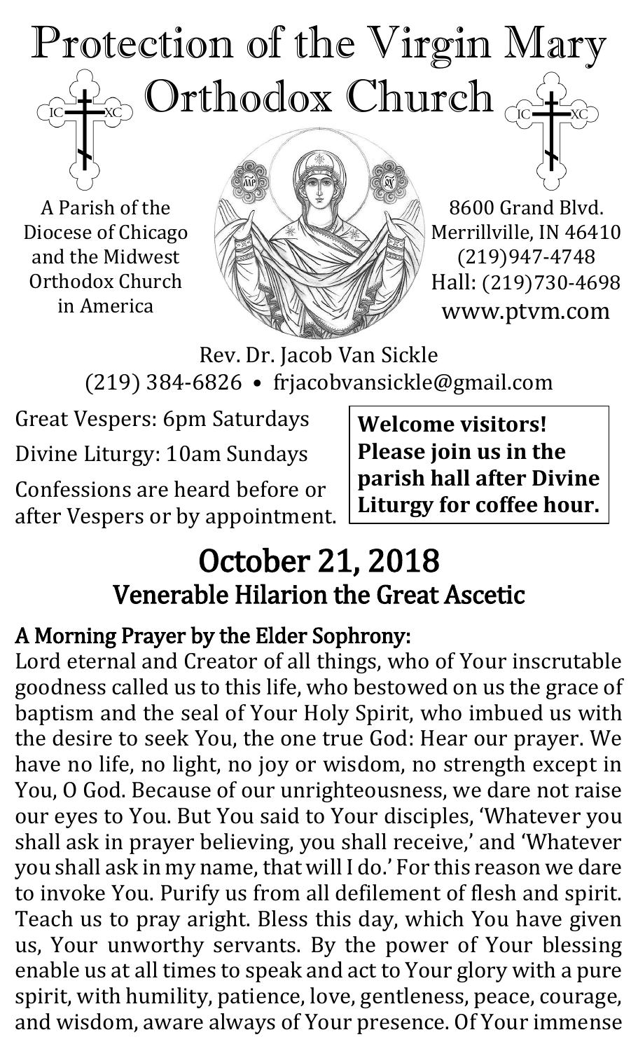# Protection of the Virgin Mary Orthodox Church

A Parish of the Diocese of Chicago and the Midwest Orthodox Church in America

8600 Grand Blvd.
Merrillville, IN 46410
(219)947-4748
Hall: (219)730-4698
www.ptvm.com

Rev. Dr. Jacob Van Sickle
(219) 384-6826 • frjacobvansickle@gmail.com

Great Vespers: 6pm Saturdays

Divine Liturgy: 10am Sundays

Confessions are heard before or after Vespers or by appointment.

**Welcome visitors! Please join us in the parish hall after Divine Liturgy for coffee hour.**

## October 21, 2018
## Venerable Hilarion the Great Ascetic

### A Morning Prayer by the Elder Sophrony:

Lord eternal and Creator of all things, who of Your inscrutable goodness called us to this life, who bestowed on us the grace of baptism and the seal of Your Holy Spirit, who imbued us with the desire to seek You, the one true God: Hear our prayer. We have no life, no light, no joy or wisdom, no strength except in You, O God. Because of our unrighteousness, we dare not raise our eyes to You. But You said to Your disciples, 'Whatever you shall ask in prayer believing, you shall receive,' and 'Whatever you shall ask in my name, that will I do.' For this reason we dare to invoke You. Purify us from all defilement of flesh and spirit. Teach us to pray aright. Bless this day, which You have given us, Your unworthy servants. By the power of Your blessing enable us at all times to speak and act to Your glory with a pure spirit, with humility, patience, love, gentleness, peace, courage, and wisdom, aware always of Your presence. Of Your immense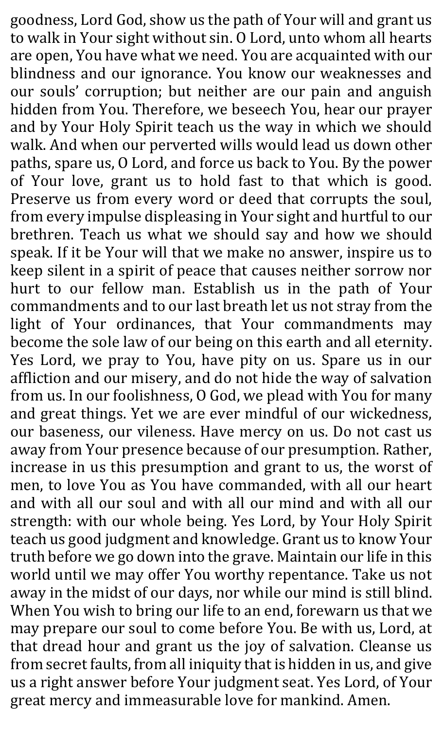goodness, Lord God, show us the path of Your will and grant us to walk in Your sight without sin. O Lord, unto whom all hearts are open, You have what we need. You are acquainted with our blindness and our ignorance. You know our weaknesses and our souls' corruption; but neither are our pain and anguish hidden from You. Therefore, we beseech You, hear our prayer and by Your Holy Spirit teach us the way in which we should walk. And when our perverted wills would lead us down other paths, spare us, O Lord, and force us back to You. By the power of Your love, grant us to hold fast to that which is good. Preserve us from every word or deed that corrupts the soul, from every impulse displeasing in Your sight and hurtful to our brethren. Teach us what we should say and how we should speak. If it be Your will that we make no answer, inspire us to keep silent in a spirit of peace that causes neither sorrow nor hurt to our fellow man. Establish us in the path of Your commandments and to our last breath let us not stray from the light of Your ordinances, that Your commandments may become the sole law of our being on this earth and all eternity. Yes Lord, we pray to You, have pity on us. Spare us in our affliction and our misery, and do not hide the way of salvation from us. In our foolishness, O God, we plead with You for many and great things. Yet we are ever mindful of our wickedness, our baseness, our vileness. Have mercy on us. Do not cast us away from Your presence because of our presumption. Rather, increase in us this presumption and grant to us, the worst of men, to love You as You have commanded, with all our heart and with all our soul and with all our mind and with all our strength: with our whole being. Yes Lord, by Your Holy Spirit teach us good judgment and knowledge. Grant us to know Your truth before we go down into the grave. Maintain our life in this world until we may offer You worthy repentance. Take us not away in the midst of our days, nor while our mind is still blind. When You wish to bring our life to an end, forewarn us that we may prepare our soul to come before You. Be with us, Lord, at that dread hour and grant us the joy of salvation. Cleanse us from secret faults, from all iniquity that is hidden in us, and give us a right answer before Your judgment seat. Yes Lord, of Your great mercy and immeasurable love for mankind. Amen.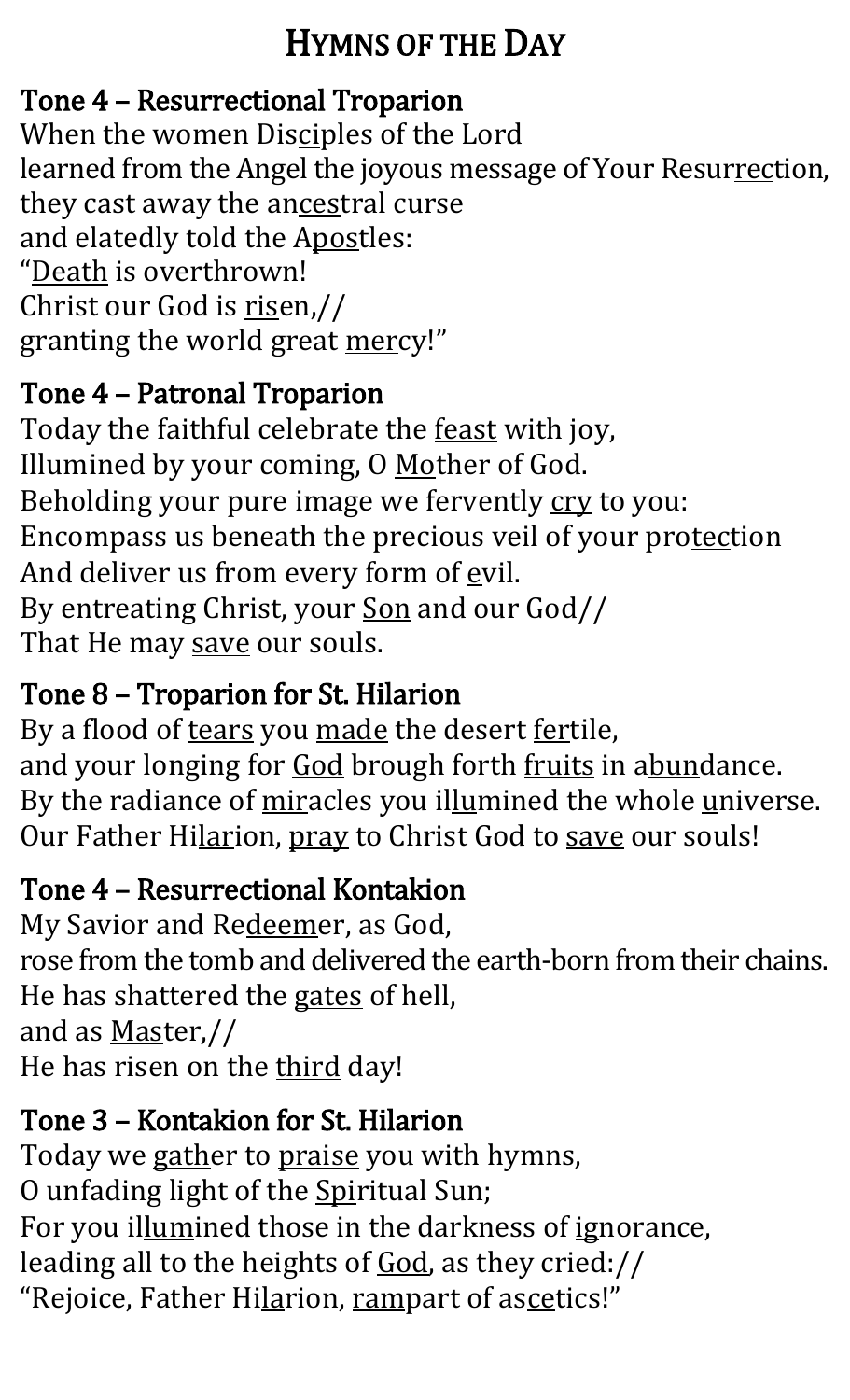# HYMNS OF THE DAY

## Tone 4 – Resurrectional Troparion

When the women Disciples of the Lord
learned from the Angel the joyous message of Your Resurrection,
they cast away the ancestral curse
and elatedly told the Apostles:
"Death is overthrown!
Christ our God is risen,//
granting the world great mercy!"

## Tone 4 – Patronal Troparion

Today the faithful celebrate the feast with joy,
Illumined by your coming, O Mother of God.
Beholding your pure image we fervently cry to you:
Encompass us beneath the precious veil of your protection
And deliver us from every form of evil.
By entreating Christ, your Son and our God//
That He may save our souls.

## Tone 8 – Troparion for St. Hilarion

By a flood of tears you made the desert fertile,
and your longing for God brough forth fruits in abundance.
By the radiance of miracles you illumined the whole universe.
Our Father Hilarion, pray to Christ God to save our souls!

## Tone 4 – Resurrectional Kontakion

My Savior and Redeemer, as God,
rose from the tomb and delivered the earth-born from their chains.
He has shattered the gates of hell,
and as Master,//
He has risen on the third day!

## Tone 3 – Kontakion for St. Hilarion

Today we gather to praise you with hymns,
O unfading light of the Spiritual Sun;
For you illumined those in the darkness of ignorance,
leading all to the heights of God, as they cried://
"Rejoice, Father Hilarion, rampart of ascetics!"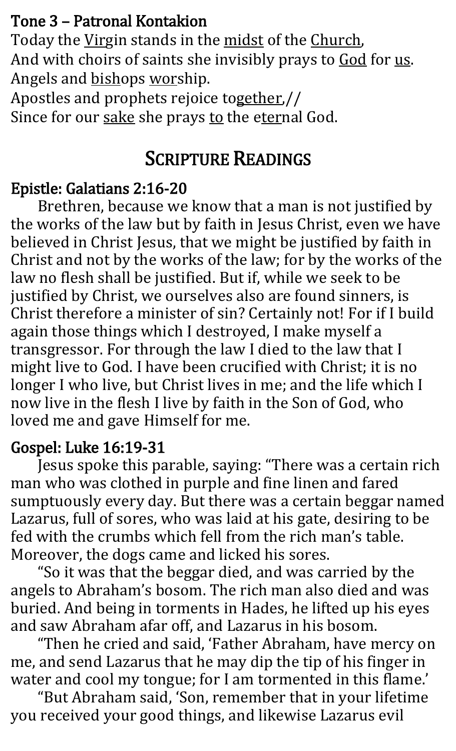**Tone 3 – Patronal Kontakion**

Today the Virgin stands in the midst of the Church,
And with choirs of saints she invisibly prays to God for us.
Angels and bishops worship.
Apostles and prophets rejoice together,//
Since for our sake she prays to the eternal God.

## Scripture Readings

**Epistle: Galatians 2:16-20**

Brethren, because we know that a man is not justified by the works of the law but by faith in Jesus Christ, even we have believed in Christ Jesus, that we might be justified by faith in Christ and not by the works of the law; for by the works of the law no flesh shall be justified. But if, while we seek to be justified by Christ, we ourselves also are found sinners, is Christ therefore a minister of sin? Certainly not! For if I build again those things which I destroyed, I make myself a transgressor. For through the law I died to the law that I might live to God. I have been crucified with Christ; it is no longer I who live, but Christ lives in me; and the life which I now live in the flesh I live by faith in the Son of God, who loved me and gave Himself for me.

**Gospel: Luke 16:19-31**

Jesus spoke this parable, saying: "There was a certain rich man who was clothed in purple and fine linen and fared sumptuously every day. But there was a certain beggar named Lazarus, full of sores, who was laid at his gate, desiring to be fed with the crumbs which fell from the rich man's table. Moreover, the dogs came and licked his sores.

"So it was that the beggar died, and was carried by the angels to Abraham's bosom. The rich man also died and was buried. And being in torments in Hades, he lifted up his eyes and saw Abraham afar off, and Lazarus in his bosom.

"Then he cried and said, 'Father Abraham, have mercy on me, and send Lazarus that he may dip the tip of his finger in water and cool my tongue; for I am tormented in this flame.'

"But Abraham said, 'Son, remember that in your lifetime you received your good things, and likewise Lazarus evil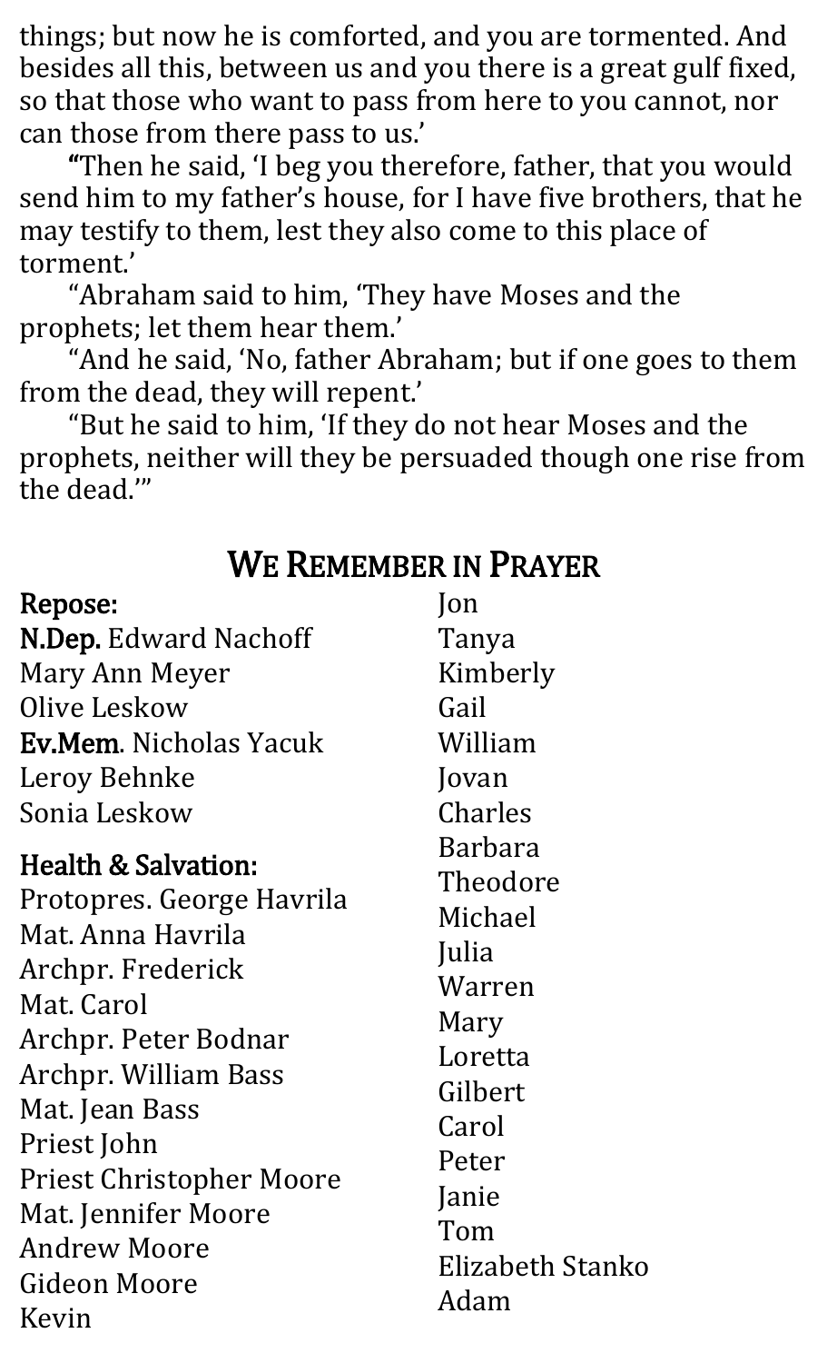things; but now he is comforted, and you are tormented. And besides all this, between us and you there is a great gulf fixed, so that those who want to pass from here to you cannot, nor can those from there pass to us.'

"Then he said, 'I beg you therefore, father, that you would send him to my father's house, for I have five brothers, that he may testify to them, lest they also come to this place of torment.'

"Abraham said to him, 'They have Moses and the prophets; let them hear them.'

"And he said, 'No, father Abraham; but if one goes to them from the dead, they will repent.'

"But he said to him, 'If they do not hear Moses and the prophets, neither will they be persuaded though one rise from the dead.'"

## We Remember in Prayer

**Repose:**

**N.Dep.** Edward Nachoff
Mary Ann Meyer
Olive Leskow
**Ev.Mem**. Nicholas Yacuk
Leroy Behnke
Sonia Leskow

**Health & Salvation:**

Protopres. George Havrila
Mat. Anna Havrila
Archpr. Frederick
Mat. Carol
Archpr. Peter Bodnar
Archpr. William Bass
Mat. Jean Bass
Priest John
Priest Christopher Moore
Mat. Jennifer Moore
Andrew Moore
Gideon Moore
Kevin
Jon
Tanya
Kimberly
Gail
William
Jovan
Charles
Barbara
Theodore
Michael
Julia
Warren
Mary
Loretta
Gilbert
Carol
Peter
Janie
Tom
Elizabeth Stanko
Adam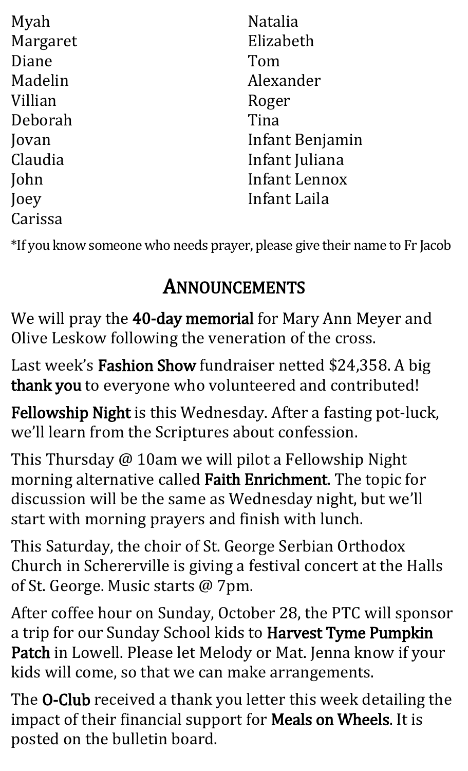Myah
Margaret
Diane
Madelin
Villian
Deborah
Jovan
Claudia
John
Joey
Carissa
Natalia
Elizabeth
Tom
Alexander
Roger
Tina
Infant Benjamin
Infant Juliana
Infant Lennox
Infant Laila

*If you know someone who needs prayer, please give their name to Fr Jacob

## ANNOUNCEMENTS

We will pray the **40-day memorial** for Mary Ann Meyer and Olive Leskow following the veneration of the cross.

Last week's **Fashion Show** fundraiser netted $24,358. A big **thank you** to everyone who volunteered and contributed!

**Fellowship Night** is this Wednesday. After a fasting pot-luck, we'll learn from the Scriptures about confession.

This Thursday @ 10am we will pilot a Fellowship Night morning alternative called **Faith Enrichment**. The topic for discussion will be the same as Wednesday night, but we'll start with morning prayers and finish with lunch.

This Saturday, the choir of St. George Serbian Orthodox Church in Schererville is giving a festival concert at the Halls of St. George. Music starts @ 7pm.

After coffee hour on Sunday, October 28, the PTC will sponsor a trip for our Sunday School kids to **Harvest Tyme Pumpkin Patch** in Lowell. Please let Melody or Mat. Jenna know if your kids will come, so that we can make arrangements.

The **O-Club** received a thank you letter this week detailing the impact of their financial support for **Meals on Wheels**. It is posted on the bulletin board.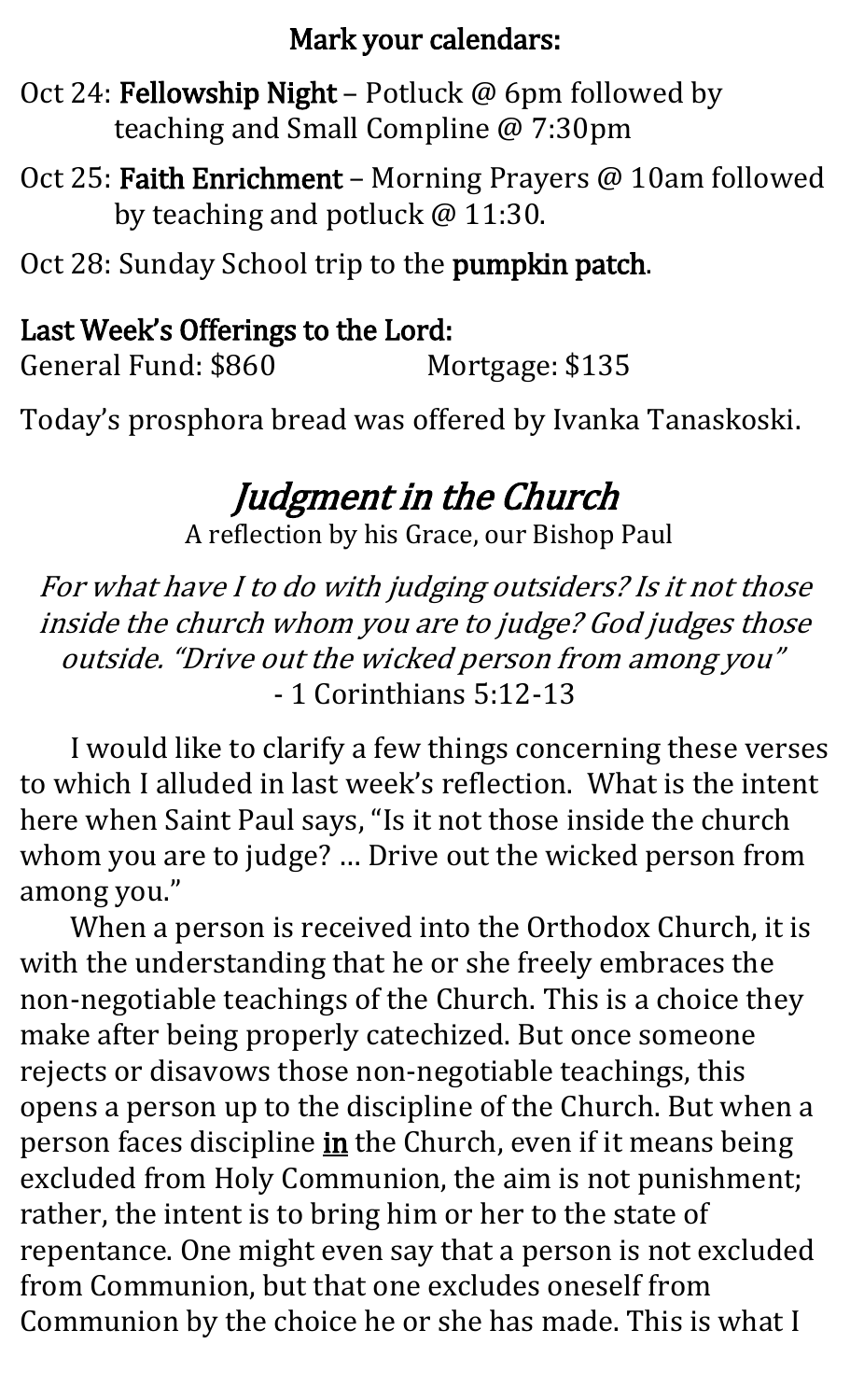**Mark your calendars:**

Oct 24: **Fellowship Night** – Potluck @ 6pm followed by teaching and Small Compline @ 7:30pm

Oct 25: **Faith Enrichment** – Morning Prayers @ 10am followed by teaching and potluck @ 11:30.

Oct 28: Sunday School trip to the **pumpkin patch**.

**Last Week's Offerings to the Lord:**

General Fund: $860 Mortgage: $135

Today's prosphora bread was offered by Ivanka Tanaskoski.

# *Judgment in the Church*

A reflection by his Grace, our Bishop Paul

*For what have I to do with judging outsiders? Is it not those inside the church whom you are to judge? God judges those outside. "Drive out the wicked person from among you"*
- 1 Corinthians 5:12-13

I would like to clarify a few things concerning these verses to which I alluded in last week's reflection. What is the intent here when Saint Paul says, "Is it not those inside the church whom you are to judge? … Drive out the wicked person from among you."

When a person is received into the Orthodox Church, it is with the understanding that he or she freely embraces the non-negotiable teachings of the Church. This is a choice they make after being properly catechized. But once someone rejects or disavows those non-negotiable teachings, this opens a person up to the discipline of the Church. But when a person faces discipline **in** the Church, even if it means being excluded from Holy Communion, the aim is not punishment; rather, the intent is to bring him or her to the state of repentance. One might even say that a person is not excluded from Communion, but that one excludes oneself from Communion by the choice he or she has made. This is what I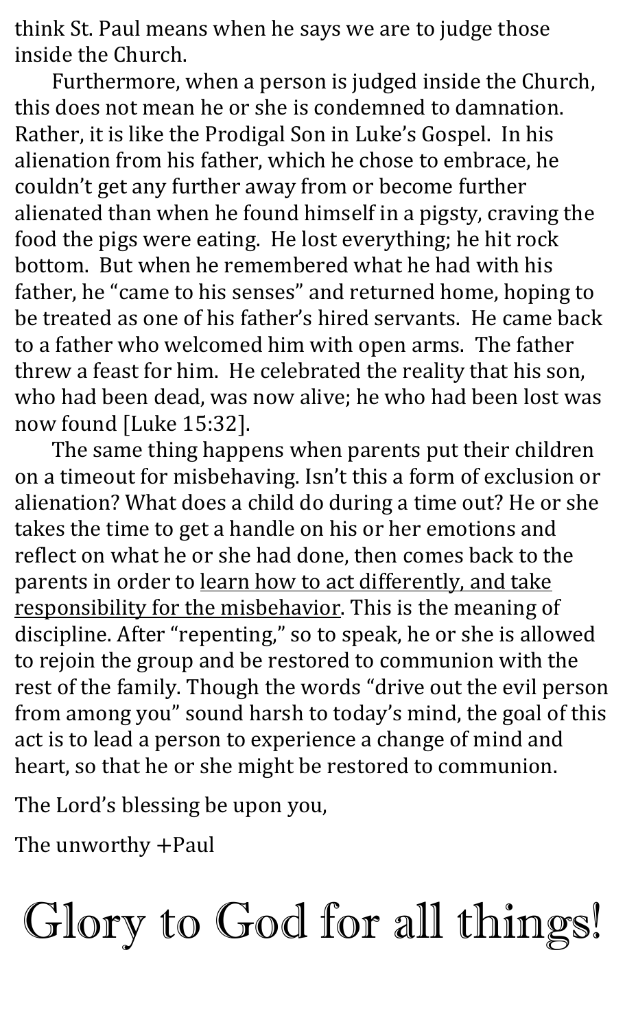think St. Paul means when he says we are to judge those inside the Church.

Furthermore, when a person is judged inside the Church, this does not mean he or she is condemned to damnation. Rather, it is like the Prodigal Son in Luke's Gospel. In his alienation from his father, which he chose to embrace, he couldn't get any further away from or become further alienated than when he found himself in a pigsty, craving the food the pigs were eating. He lost everything; he hit rock bottom. But when he remembered what he had with his father, he "came to his senses" and returned home, hoping to be treated as one of his father's hired servants. He came back to a father who welcomed him with open arms. The father threw a feast for him. He celebrated the reality that his son, who had been dead, was now alive; he who had been lost was now found [Luke 15:32].

The same thing happens when parents put their children on a timeout for misbehaving. Isn't this a form of exclusion or alienation? What does a child do during a time out? He or she takes the time to get a handle on his or her emotions and reflect on what he or she had done, then comes back to the parents in order to <u>learn how to act differently, and take responsibility for the misbehavior</u>. This is the meaning of discipline. After "repenting," so to speak, he or she is allowed to rejoin the group and be restored to communion with the rest of the family. Though the words "drive out the evil person from among you" sound harsh to today's mind, the goal of this act is to lead a person to experience a change of mind and heart, so that he or she might be restored to communion.

The Lord's blessing be upon you,

The unworthy +Paul

# Glory to God for all things!